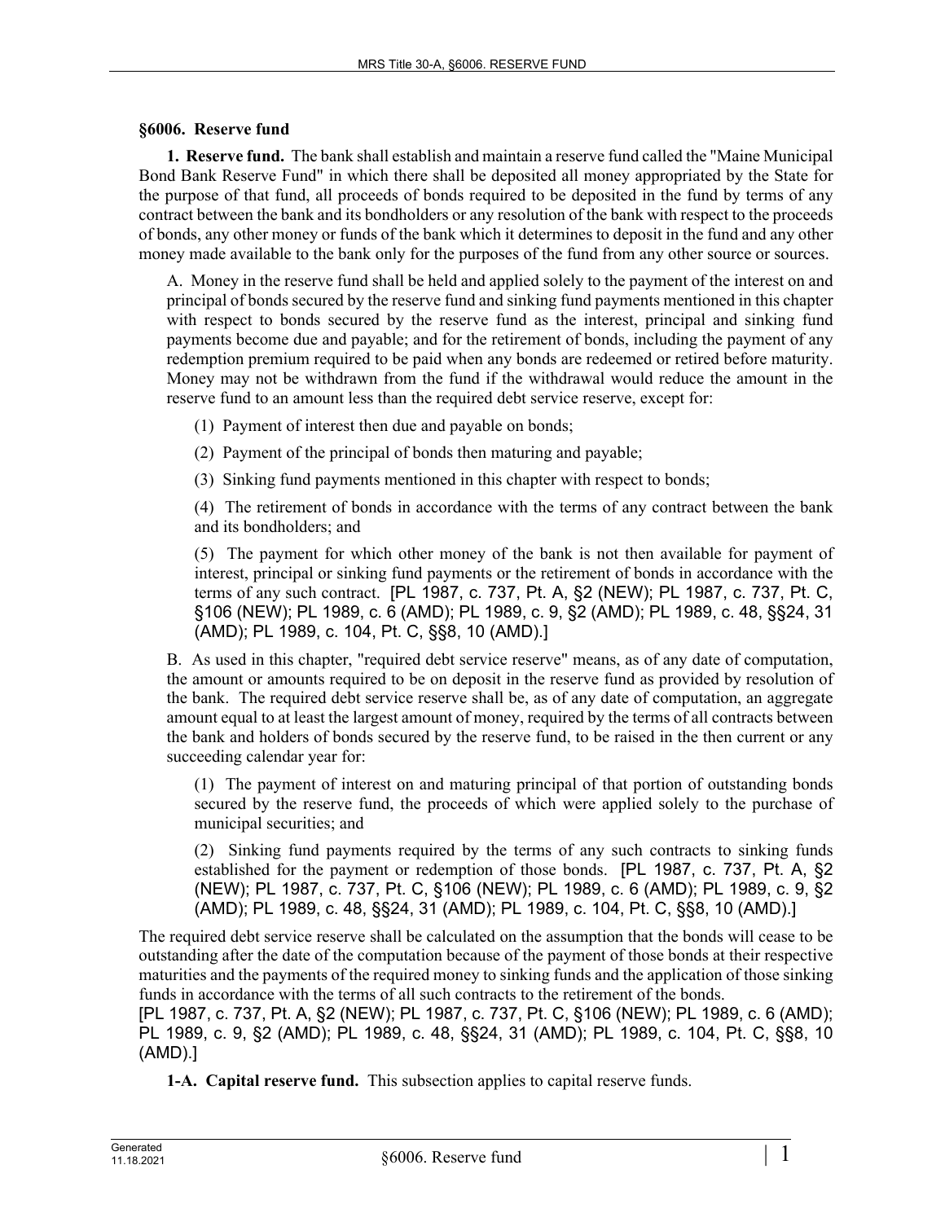## §6006. Reserve fund

**1. Reserve fund.** The bank shall establish and maintain a reserve fund called the "Maine Municipal Bond Bank Reserve Fund" in which there shall be deposited all money appropriated by the State for the purpose of that fund, all proceeds of bonds required to be deposited in the fund by terms of any contract between the bank and its bondholders or any resolution of the bank with respect to the proceeds of bonds, any other money or funds of the bank which it determines to deposit in the fund and any other money made available to the bank only for the purposes of the fund from any other source or sources.

A. Money in the reserve fund shall be held and applied solely to the payment of the interest on and principal of bonds secured by the reserve fund and sinking fund payments mentioned in this chapter with respect to bonds secured by the reserve fund as the interest, principal and sinking fund payments become due and payable; and for the retirement of bonds, including the payment of any redemption premium required to be paid when any bonds are redeemed or retired before maturity. Money may not be withdrawn from the fund if the withdrawal would reduce the amount in the reserve fund to an amount less than the required debt service reserve, except for:

(1) Payment of interest then due and payable on bonds;

(2) Payment of the principal of bonds then maturing and payable;

(3) Sinking fund payments mentioned in this chapter with respect to bonds;

(4) The retirement of bonds in accordance with the terms of any contract between the bank and its bondholders; and

(5) The payment for which other money of the bank is not then available for payment of interest, principal or sinking fund payments or the retirement of bonds in accordance with the terms of any such contract. [PL 1987, c. 737, Pt. A, §2 (NEW); PL 1987, c. 737, Pt. C, §106 (NEW); PL 1989, c. 6 (AMD); PL 1989, c. 9, §2 (AMD); PL 1989, c. 48, §§24, 31 (AMD); PL 1989, c. 104, Pt. C, §§8, 10 (AMD).]

B. As used in this chapter, "required debt service reserve" means, as of any date of computation, the amount or amounts required to be on deposit in the reserve fund as provided by resolution of the bank. The required debt service reserve shall be, as of any date of computation, an aggregate amount equal to at least the largest amount of money, required by the terms of all contracts between the bank and holders of bonds secured by the reserve fund, to be raised in the then current or any succeeding calendar year for:

(1) The payment of interest on and maturing principal of that portion of outstanding bonds secured by the reserve fund, the proceeds of which were applied solely to the purchase of municipal securities; and

(2) Sinking fund payments required by the terms of any such contracts to sinking funds established for the payment or redemption of those bonds. [PL 1987, c. 737, Pt. A, §2 (NEW); PL 1987, c. 737, Pt. C, §106 (NEW); PL 1989, c. 6 (AMD); PL 1989, c. 9, §2 (AMD); PL 1989, c. 48, §§24, 31 (AMD); PL 1989, c. 104, Pt. C, §§8, 10 (AMD).]

The required debt service reserve shall be calculated on the assumption that the bonds will cease to be outstanding after the date of the computation because of the payment of those bonds at their respective maturities and the payments of the required money to sinking funds and the application of those sinking funds in accordance with the terms of all such contracts to the retirement of the bonds.

[PL 1987, c. 737, Pt. A, §2 (NEW); PL 1987, c. 737, Pt. C, §106 (NEW); PL 1989, c. 6 (AMD); PL 1989, c. 9, §2 (AMD); PL 1989, c. 48, §§24, 31 (AMD); PL 1989, c. 104, Pt. C, §§8, 10 (AMD).]

**1-A. Capital reserve fund.** This subsection applies to capital reserve funds.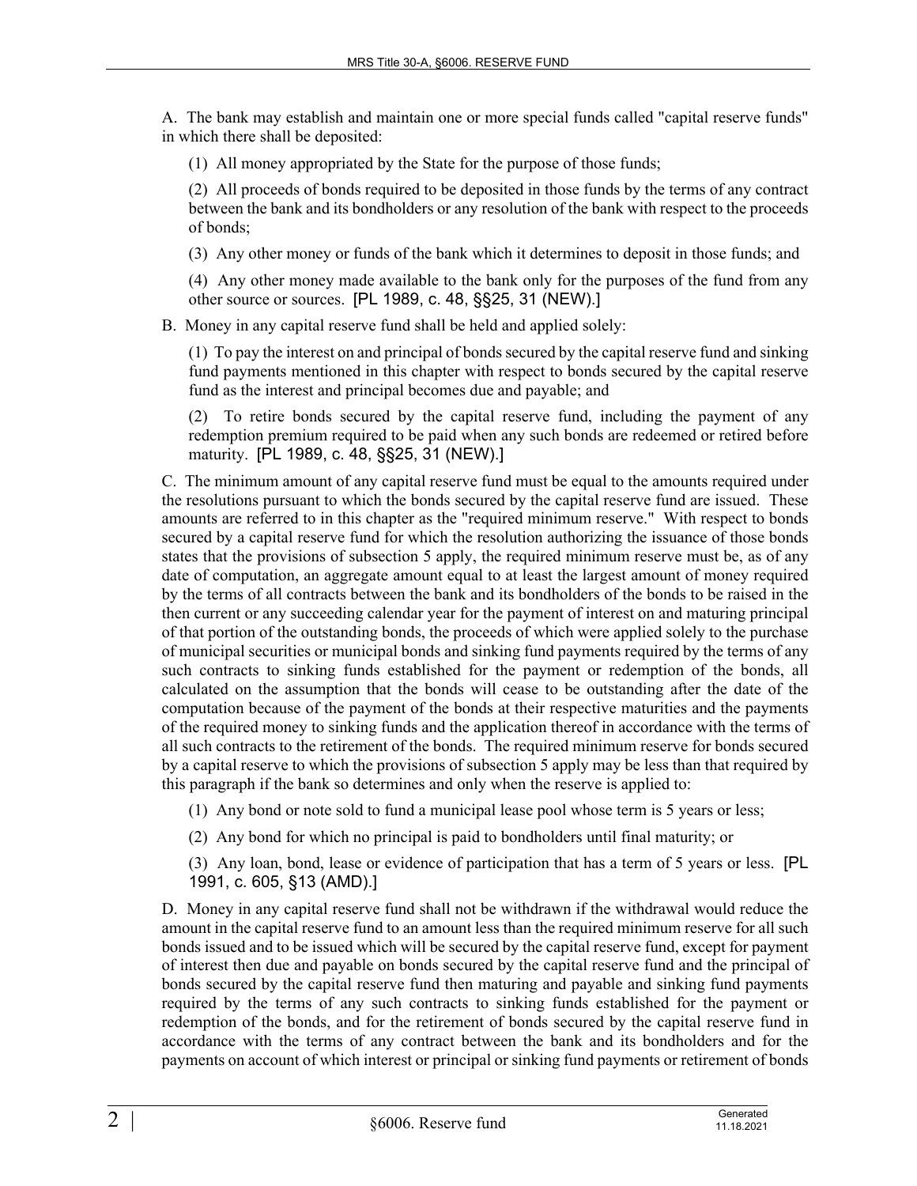A. The bank may establish and maintain one or more special funds called "capital reserve funds" in which there shall be deposited:

(1) All money appropriated by the State for the purpose of those funds;

(2) All proceeds of bonds required to be deposited in those funds by the terms of any contract between the bank and its bondholders or any resolution of the bank with respect to the proceeds of bonds;

(3) Any other money or funds of the bank which it determines to deposit in those funds; and

(4) Any other money made available to the bank only for the purposes of the fund from any other source or sources. [PL 1989, c. 48, §§25, 31 (NEW).]

B. Money in any capital reserve fund shall be held and applied solely:

(1) To pay the interest on and principal of bonds secured by the capital reserve fund and sinking fund payments mentioned in this chapter with respect to bonds secured by the capital reserve fund as the interest and principal becomes due and payable; and

(2) To retire bonds secured by the capital reserve fund, including the payment of any redemption premium required to be paid when any such bonds are redeemed or retired before maturity. [PL 1989, c. 48, §§25, 31 (NEW).]

C. The minimum amount of any capital reserve fund must be equal to the amounts required under the resolutions pursuant to which the bonds secured by the capital reserve fund are issued. These amounts are referred to in this chapter as the "required minimum reserve." With respect to bonds secured by a capital reserve fund for which the resolution authorizing the issuance of those bonds states that the provisions of subsection 5 apply, the required minimum reserve must be, as of any date of computation, an aggregate amount equal to at least the largest amount of money required by the terms of all contracts between the bank and its bondholders of the bonds to be raised in the then current or any succeeding calendar year for the payment of interest on and maturing principal of that portion of the outstanding bonds, the proceeds of which were applied solely to the purchase of municipal securities or municipal bonds and sinking fund payments required by the terms of any such contracts to sinking funds established for the payment or redemption of the bonds, all calculated on the assumption that the bonds will cease to be outstanding after the date of the computation because of the payment of the bonds at their respective maturities and the payments of the required money to sinking funds and the application thereof in accordance with the terms of all such contracts to the retirement of the bonds. The required minimum reserve for bonds secured by a capital reserve to which the provisions of subsection 5 apply may be less than that required by this paragraph if the bank so determines and only when the reserve is applied to:

(1) Any bond or note sold to fund a municipal lease pool whose term is 5 years or less;

(2) Any bond for which no principal is paid to bondholders until final maturity; or

(3) Any loan, bond, lease or evidence of participation that has a term of 5 years or less. [PL 1991, c. 605, §13 (AMD).]

D. Money in any capital reserve fund shall not be withdrawn if the withdrawal would reduce the amount in the capital reserve fund to an amount less than the required minimum reserve for all such bonds issued and to be issued which will be secured by the capital reserve fund, except for payment of interest then due and payable on bonds secured by the capital reserve fund and the principal of bonds secured by the capital reserve fund then maturing and payable and sinking fund payments required by the terms of any such contracts to sinking funds established for the payment or redemption of the bonds, and for the retirement of bonds secured by the capital reserve fund in accordance with the terms of any contract between the bank and its bondholders and for the payments on account of which interest or principal or sinking fund payments or retirement of bonds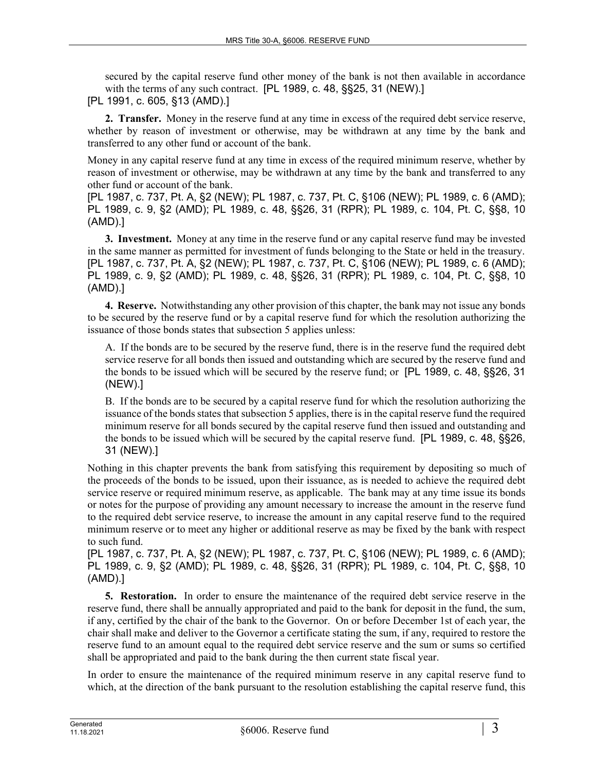secured by the capital reserve fund other money of the bank is not then available in accordance with the terms of any such contract. [PL 1989, c. 48, §§25, 31 (NEW).]

[PL 1991, c. 605, §13 (AMD).]

**2. Transfer.** Money in the reserve fund at any time in excess of the required debt service reserve, whether by reason of investment or otherwise, may be withdrawn at any time by the bank and transferred to any other fund or account of the bank.

Money in any capital reserve fund at any time in excess of the required minimum reserve, whether by reason of investment or otherwise, may be withdrawn at any time by the bank and transferred to any other fund or account of the bank.

[PL 1987, c. 737, Pt. A, §2 (NEW); PL 1987, c. 737, Pt. C, §106 (NEW); PL 1989, c. 6 (AMD); PL 1989, c. 9, §2 (AMD); PL 1989, c. 48, §§26, 31 (RPR); PL 1989, c. 104, Pt. C, §§8, 10 (AMD).]

**3. Investment.** Money at any time in the reserve fund or any capital reserve fund may be invested in the same manner as permitted for investment of funds belonging to the State or held in the treasury. [PL 1987, c. 737, Pt. A, §2 (NEW); PL 1987, c. 737, Pt. C, §106 (NEW); PL 1989, c. 6 (AMD); PL 1989, c. 9, §2 (AMD); PL 1989, c. 48, §§26, 31 (RPR); PL 1989, c. 104, Pt. C, §§8, 10 (AMD).]

**4. Reserve.** Notwithstanding any other provision of this chapter, the bank may not issue any bonds to be secured by the reserve fund or by a capital reserve fund for which the resolution authorizing the issuance of those bonds states that subsection 5 applies unless:

A. If the bonds are to be secured by the reserve fund, there is in the reserve fund the required debt service reserve for all bonds then issued and outstanding which are secured by the reserve fund and the bonds to be issued which will be secured by the reserve fund; or [PL 1989, c. 48, §§26, 31 (NEW).]

B. If the bonds are to be secured by a capital reserve fund for which the resolution authorizing the issuance of the bonds states that subsection 5 applies, there is in the capital reserve fund the required minimum reserve for all bonds secured by the capital reserve fund then issued and outstanding and the bonds to be issued which will be secured by the capital reserve fund. [PL 1989, c. 48, §§26, 31 (NEW).]

Nothing in this chapter prevents the bank from satisfying this requirement by depositing so much of the proceeds of the bonds to be issued, upon their issuance, as is needed to achieve the required debt service reserve or required minimum reserve, as applicable. The bank may at any time issue its bonds or notes for the purpose of providing any amount necessary to increase the amount in the reserve fund to the required debt service reserve, to increase the amount in any capital reserve fund to the required minimum reserve or to meet any higher or additional reserve as may be fixed by the bank with respect to such fund.

[PL 1987, c. 737, Pt. A, §2 (NEW); PL 1987, c. 737, Pt. C, §106 (NEW); PL 1989, c. 6 (AMD); PL 1989, c. 9, §2 (AMD); PL 1989, c. 48, §§26, 31 (RPR); PL 1989, c. 104, Pt. C, §§8, 10 (AMD).]

**5. Restoration.** In order to ensure the maintenance of the required debt service reserve in the reserve fund, there shall be annually appropriated and paid to the bank for deposit in the fund, the sum, if any, certified by the chair of the bank to the Governor. On or before December 1st of each year, the chair shall make and deliver to the Governor a certificate stating the sum, if any, required to restore the reserve fund to an amount equal to the required debt service reserve and the sum or sums so certified shall be appropriated and paid to the bank during the then current state fiscal year.

In order to ensure the maintenance of the required minimum reserve in any capital reserve fund to which, at the direction of the bank pursuant to the resolution establishing the capital reserve fund, this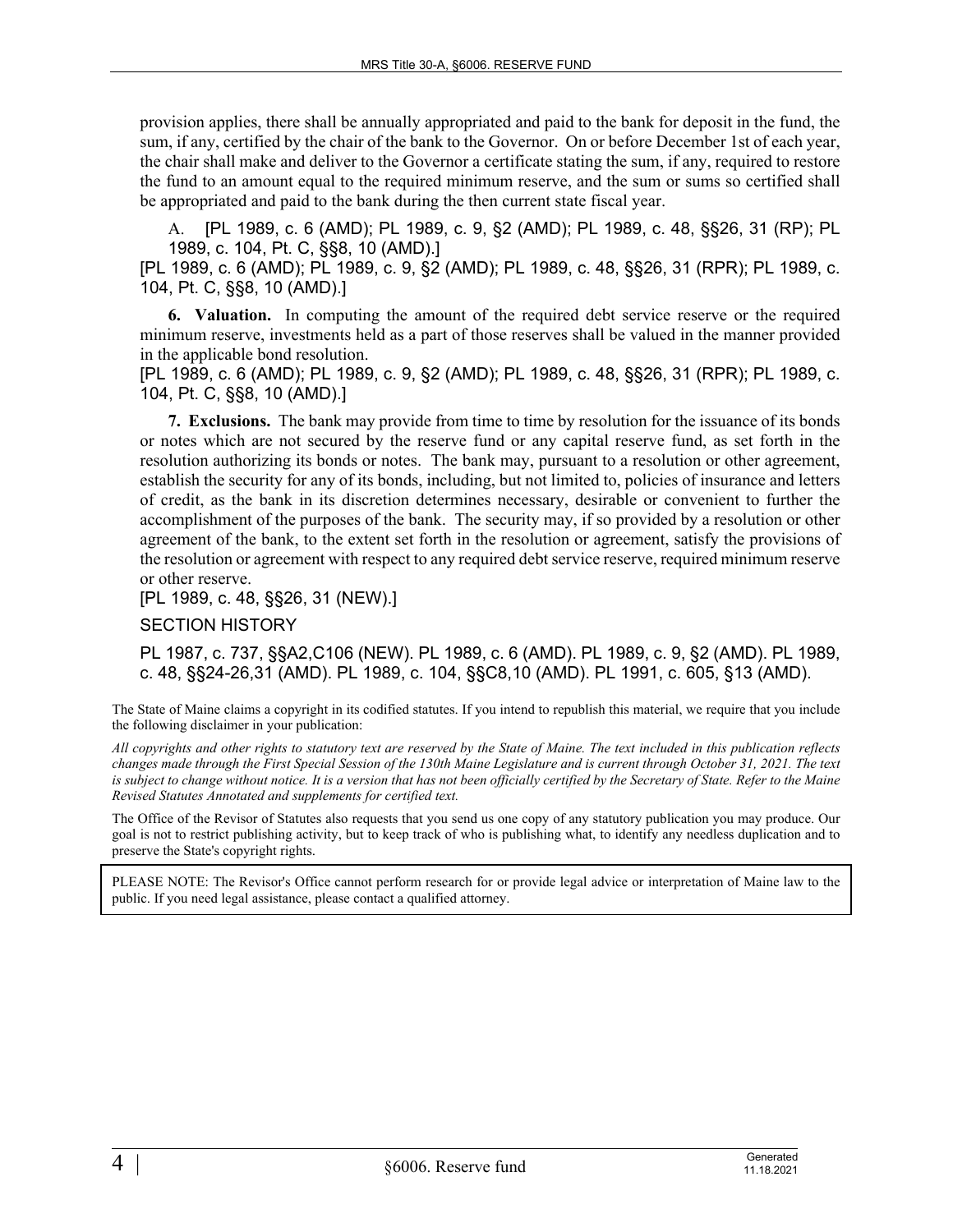provision applies, there shall be annually appropriated and paid to the bank for deposit in the fund, the sum, if any, certified by the chair of the bank to the Governor. On or before December 1st of each year, the chair shall make and deliver to the Governor a certificate stating the sum, if any, required to restore the fund to an amount equal to the required minimum reserve, and the sum or sums so certified shall be appropriated and paid to the bank during the then current state fiscal year.

A. [PL 1989, c. 6 (AMD); PL 1989, c. 9, §2 (AMD); PL 1989, c. 48, §§26, 31 (RP); PL 1989, c. 104, Pt. C, §§8, 10 (AMD).]

[PL 1989, c. 6 (AMD); PL 1989, c. 9, §2 (AMD); PL 1989, c. 48, §§26, 31 (RPR); PL 1989, c. 104, Pt. C, §§8, 10 (AMD).]

**6. Valuation.** In computing the amount of the required debt service reserve or the required minimum reserve, investments held as a part of those reserves shall be valued in the manner provided in the applicable bond resolution.

[PL 1989, c. 6 (AMD); PL 1989, c. 9, §2 (AMD); PL 1989, c. 48, §§26, 31 (RPR); PL 1989, c. 104, Pt. C, §§8, 10 (AMD).]

**7. Exclusions.** The bank may provide from time to time by resolution for the issuance of its bonds or notes which are not secured by the reserve fund or any capital reserve fund, as set forth in the resolution authorizing its bonds or notes. The bank may, pursuant to a resolution or other agreement, establish the security for any of its bonds, including, but not limited to, policies of insurance and letters of credit, as the bank in its discretion determines necessary, desirable or convenient to further the accomplishment of the purposes of the bank. The security may, if so provided by a resolution or other agreement of the bank, to the extent set forth in the resolution or agreement, satisfy the provisions of the resolution or agreement with respect to any required debt service reserve, required minimum reserve or other reserve.

[PL 1989, c. 48, §§26, 31 (NEW).]

SECTION HISTORY

PL 1987, c. 737, §§A2,C106 (NEW). PL 1989, c. 6 (AMD). PL 1989, c. 9, §2 (AMD). PL 1989, c. 48, §§24-26,31 (AMD). PL 1989, c. 104, §§C8,10 (AMD). PL 1991, c. 605, §13 (AMD).

The State of Maine claims a copyright in its codified statutes. If you intend to republish this material, we require that you include the following disclaimer in your publication:

*All copyrights and other rights to statutory text are reserved by the State of Maine. The text included in this publication reflects changes made through the First Special Session of the 130th Maine Legislature and is current through October 31, 2021. The text is subject to change without notice. It is a version that has not been officially certified by the Secretary of State. Refer to the Maine Revised Statutes Annotated and supplements for certified text.*

The Office of the Revisor of Statutes also requests that you send us one copy of any statutory publication you may produce. Our goal is not to restrict publishing activity, but to keep track of who is publishing what, to identify any needless duplication and to preserve the State's copyright rights.

PLEASE NOTE: The Revisor's Office cannot perform research for or provide legal advice or interpretation of Maine law to the public. If you need legal assistance, please contact a qualified attorney.